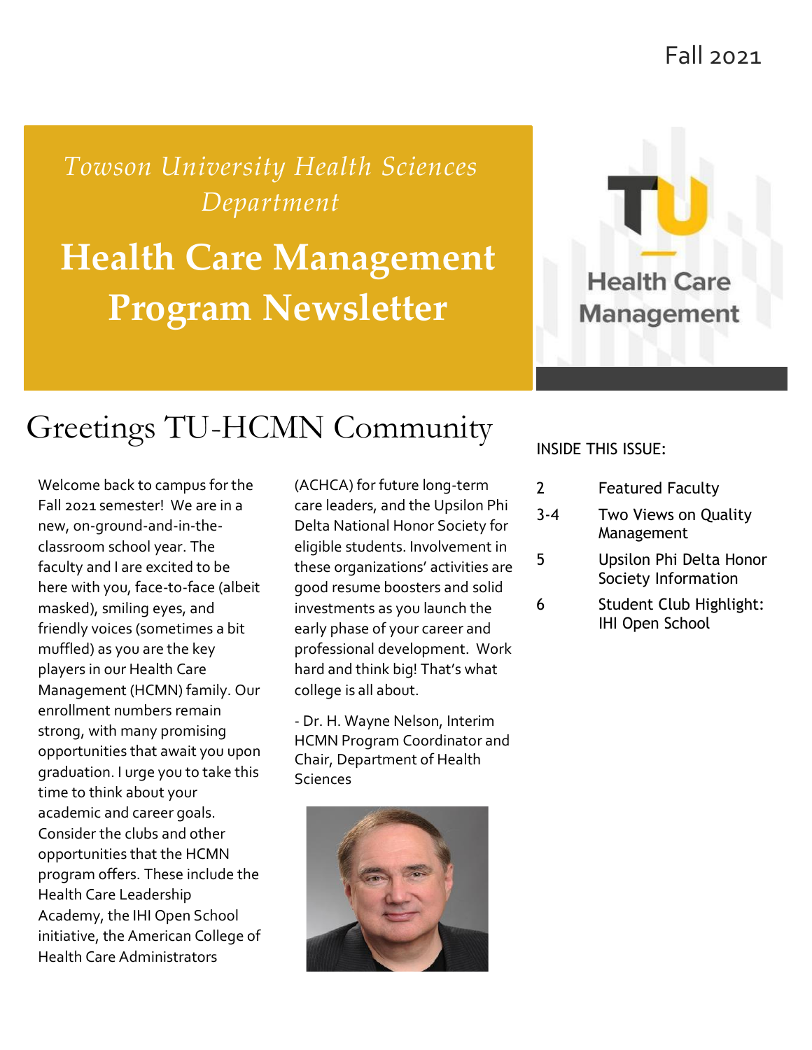Fall 2021

*Towson University Health Sciences Department*

# Health Care Management Program Newsletter

Health Care Management

## Greetings TU-HCMN Community

Welcome back to campus for the Fall 2021 semester! We are in a new, on-ground-and-in-the-classroom school year. The faculty and I are excited to be here with you, face-to-face (albeit masked), smiling eyes, and friendly voices (sometimes a bit muffled) as you are the key players in our Health Care Management (HCMN) family. Our enrollment numbers remain strong, with many promising opportunities that await you upon graduation. I urge you to take this time to think about your academic and career goals. Consider the clubs and other opportunities that the HCMN program offers. These include the Health Care Leadership Academy, the IHI Open School initiative, the American College of Health Care Administrators (ACHCA) for future long-term care leaders, and the Upsilon Phi Delta National Honor Society for eligible students. Involvement in these organizations' activities are good resume boosters and solid investments as you launch the early phase of your career and professional development. Work hard and think big! That's what college is all about.

- Dr. H. Wayne Nelson, Interim HCMN Program Coordinator and Chair, Department of Health Sciences

INSIDE THIS ISSUE:

| | |
|---|---|
| 2 | Featured Faculty |
| 3-4 | Two Views on Quality Management |
| 5 | Upsilon Phi Delta Honor Society Information |
| 6 | Student Club Highlight: IHI Open School |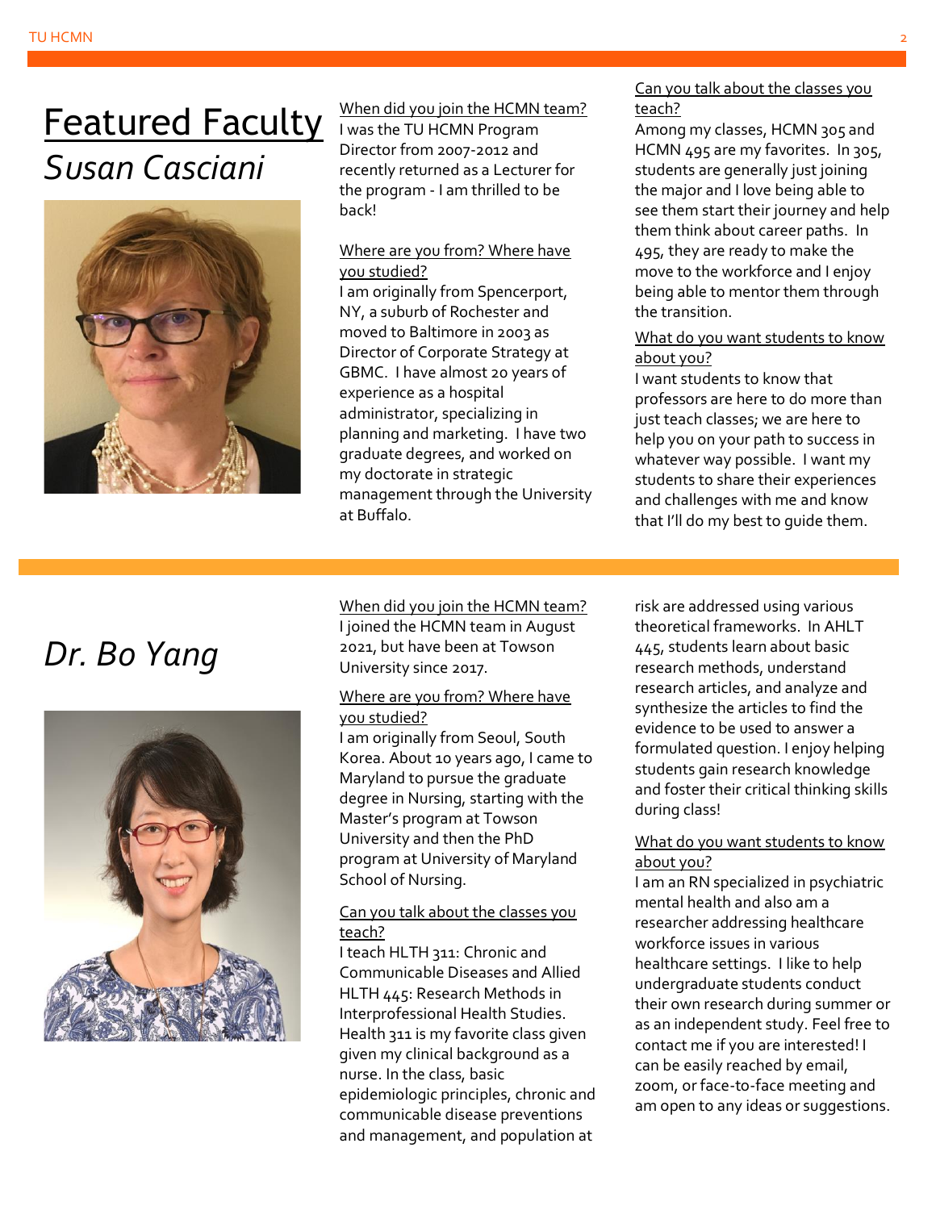# Featured Faculty

## *Susan Casciani*

When did you join the HCMN team?

I was the TU HCMN Program Director from 2007-2012 and recently returned as a Lecturer for the program - I am thrilled to be back!

Where are you from? Where have you studied?

I am originally from Spencerport, NY, a suburb of Rochester and moved to Baltimore in 2003 as Director of Corporate Strategy at GBMC. I have almost 20 years of experience as a hospital administrator, specializing in planning and marketing. I have two graduate degrees, and worked on my doctorate in strategic management through the University at Buffalo.

Can you talk about the classes you teach?

Among my classes, HCMN 305 and HCMN 495 are my favorites. In 305, students are generally just joining the major and I love being able to see them start their journey and help them think about career paths. In 495, they are ready to make the move to the workforce and I enjoy being able to mentor them through the transition.

What do you want students to know about you?

I want students to know that professors are here to do more than just teach classes; we are here to help you on your path to success in whatever way possible. I want my students to share their experiences and challenges with me and know that I'll do my best to guide them.

## *Dr. Bo Yang*

When did you join the HCMN team?

I joined the HCMN team in August 2021, but have been at Towson University since 2017.

Where are you from? Where have you studied?

I am originally from Seoul, South Korea. About 10 years ago, I came to Maryland to pursue the graduate degree in Nursing, starting with the Master's program at Towson University and then the PhD program at University of Maryland School of Nursing.

Can you talk about the classes you teach?

I teach HLTH 311: Chronic and Communicable Diseases and Allied HLTH 445: Research Methods in Interprofessional Health Studies. Health 311 is my favorite class given given my clinical background as a nurse. In the class, basic epidemiologic principles, chronic and communicable disease preventions and management, and population at risk are addressed using various theoretical frameworks. In AHLT 445, students learn about basic research methods, understand research articles, and analyze and synthesize the articles to find the evidence to be used to answer a formulated question. I enjoy helping students gain research knowledge and foster their critical thinking skills during class!

What do you want students to know about you?

I am an RN specialized in psychiatric mental health and also am a researcher addressing healthcare workforce issues in various healthcare settings. I like to help undergraduate students conduct their own research during summer or as an independent study. Feel free to contact me if you are interested! I can be easily reached by email, zoom, or face-to-face meeting and am open to any ideas or suggestions.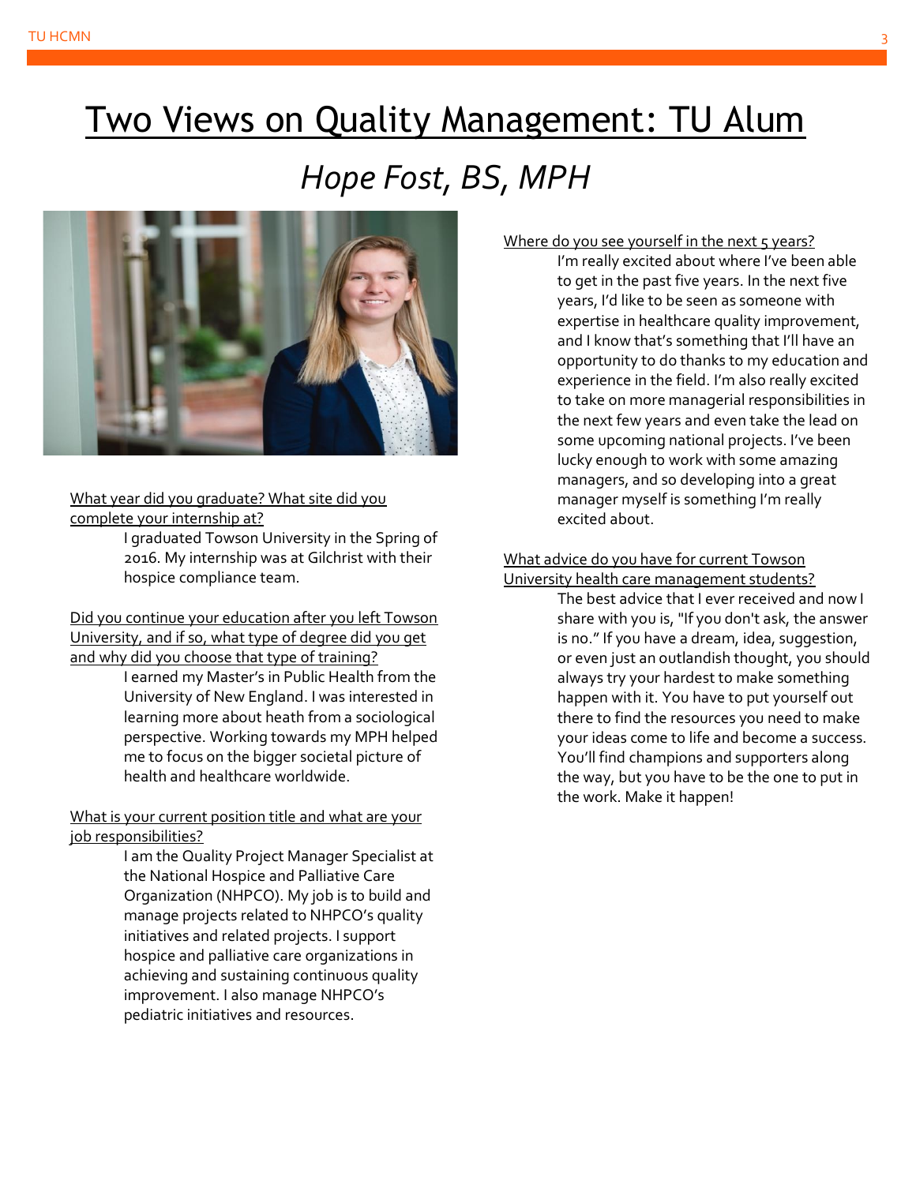# Two Views on Quality Management: TU Alum

## *Hope Fost, BS, MPH*

What year did you graduate? What site did you complete your internship at?

I graduated Towson University in the Spring of 2016. My internship was at Gilchrist with their hospice compliance team.

Did you continue your education after you left Towson University, and if so, what type of degree did you get and why did you choose that type of training?

I earned my Master's in Public Health from the University of New England. I was interested in learning more about heath from a sociological perspective. Working towards my MPH helped me to focus on the bigger societal picture of health and healthcare worldwide.

What is your current position title and what are your job responsibilities?

I am the Quality Project Manager Specialist at the National Hospice and Palliative Care Organization (NHPCO). My job is to build and manage projects related to NHPCO's quality initiatives and related projects. I support hospice and palliative care organizations in achieving and sustaining continuous quality improvement. I also manage NHPCO's pediatric initiatives and resources.

Where do you see yourself in the next 5 years?

I'm really excited about where I've been able to get in the past five years. In the next five years, I'd like to be seen as someone with expertise in healthcare quality improvement, and I know that's something that I'll have an opportunity to do thanks to my education and experience in the field. I'm also really excited to take on more managerial responsibilities in the next few years and even take the lead on some upcoming national projects. I've been lucky enough to work with some amazing managers, and so developing into a great manager myself is something I'm really excited about.

What advice do you have for current Towson University health care management students?

The best advice that I ever received and now I share with you is, "If you don't ask, the answer is no." If you have a dream, idea, suggestion, or even just an outlandish thought, you should always try your hardest to make something happen with it. You have to put yourself out there to find the resources you need to make your ideas come to life and become a success. You'll find champions and supporters along the way, but you have to be the one to put in the work. Make it happen!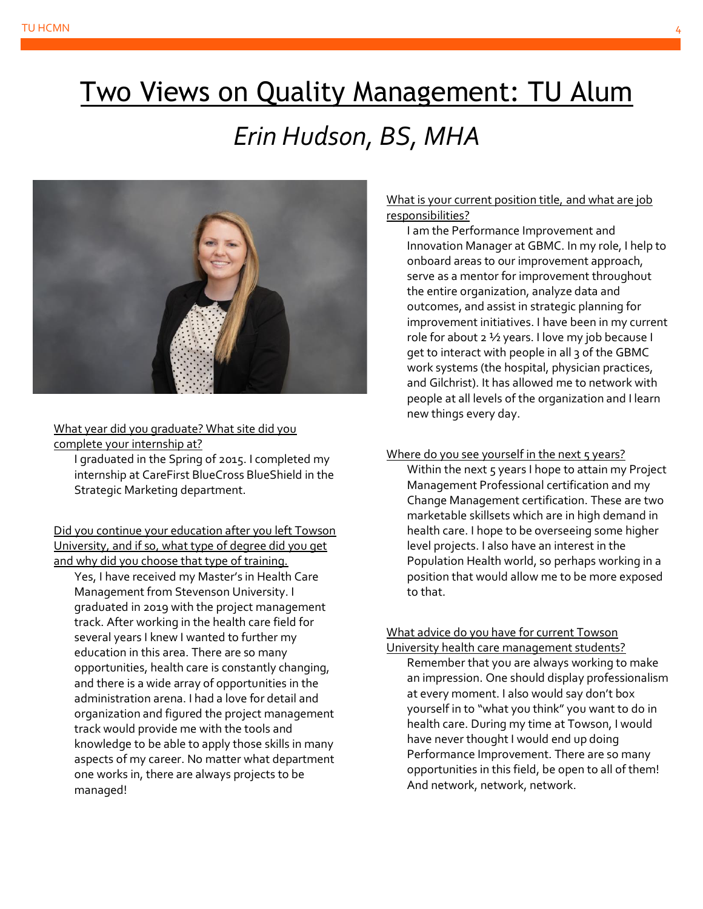# Two Views on Quality Management: TU Alum

## *Erin Hudson, BS, MHA*

What year did you graduate? What site did you complete your internship at?

I graduated in the Spring of 2015. I completed my internship at CareFirst BlueCross BlueShield in the Strategic Marketing department.

Did you continue your education after you left Towson University, and if so, what type of degree did you get and why did you choose that type of training.

Yes, I have received my Master's in Health Care Management from Stevenson University. I graduated in 2019 with the project management track. After working in the health care field for several years I knew I wanted to further my education in this area. There are so many opportunities, health care is constantly changing, and there is a wide array of opportunities in the administration arena. I had a love for detail and organization and figured the project management track would provide me with the tools and knowledge to be able to apply those skills in many aspects of my career. No matter what department one works in, there are always projects to be managed!

What is your current position title, and what are job responsibilities?

I am the Performance Improvement and Innovation Manager at GBMC. In my role, I help to onboard areas to our improvement approach, serve as a mentor for improvement throughout the entire organization, analyze data and outcomes, and assist in strategic planning for improvement initiatives. I have been in my current role for about 2 ½ years. I love my job because I get to interact with people in all 3 of the GBMC work systems (the hospital, physician practices, and Gilchrist). It has allowed me to network with people at all levels of the organization and I learn new things every day.

Where do you see yourself in the next 5 years?

Within the next 5 years I hope to attain my Project Management Professional certification and my Change Management certification. These are two marketable skillsets which are in high demand in health care. I hope to be overseeing some higher level projects. I also have an interest in the Population Health world, so perhaps working in a position that would allow me to be more exposed to that.

What advice do you have for current Towson University health care management students?

Remember that you are always working to make an impression. One should display professionalism at every moment. I also would say don't box yourself in to "what you think" you want to do in health care. During my time at Towson, I would have never thought I would end up doing Performance Improvement. There are so many opportunities in this field, be open to all of them! And network, network, network.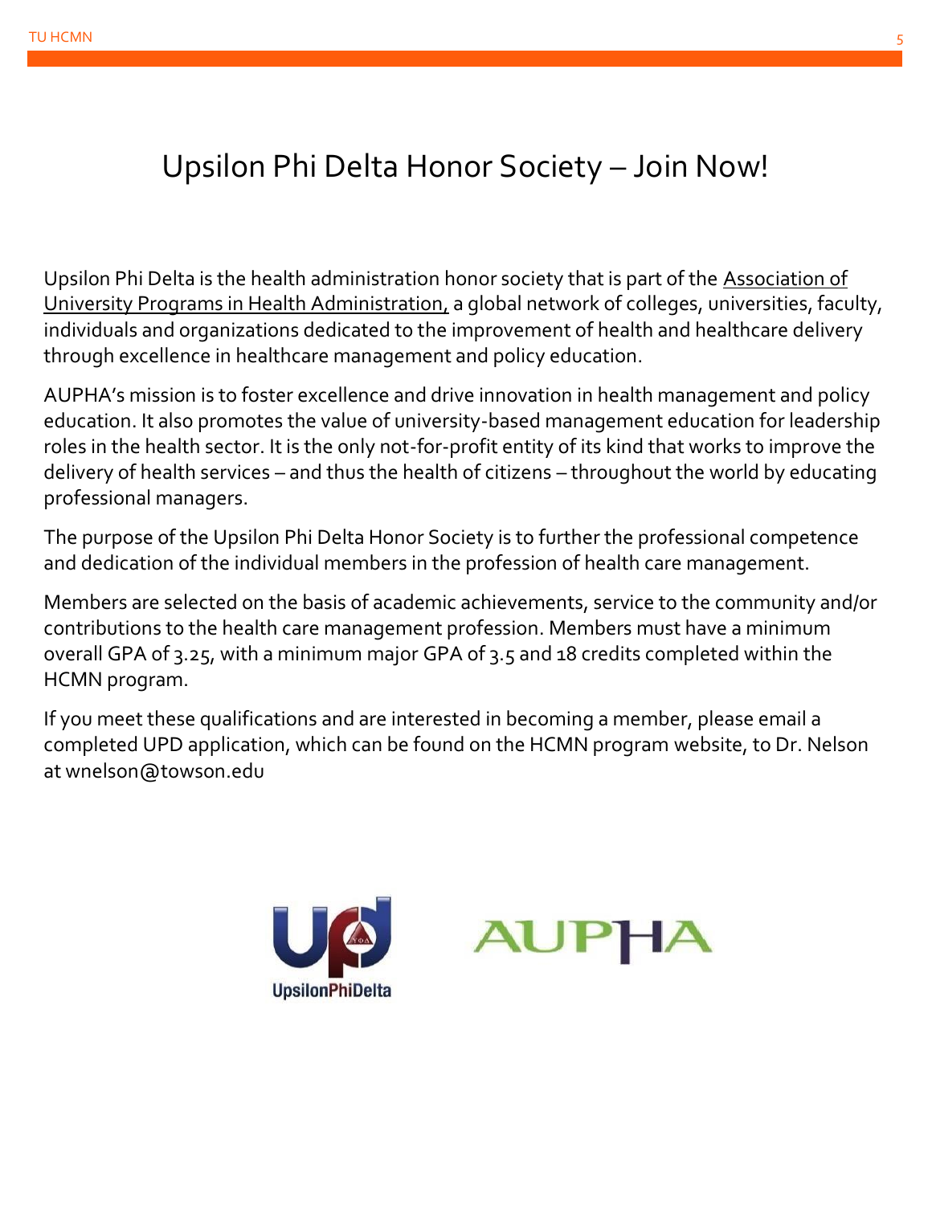# Upsilon Phi Delta Honor Society – Join Now!

Upsilon Phi Delta is the health administration honor society that is part of the Association of University Programs in Health Administration, a global network of colleges, universities, faculty, individuals and organizations dedicated to the improvement of health and healthcare delivery through excellence in healthcare management and policy education.

AUPHA's mission is to foster excellence and drive innovation in health management and policy education. It also promotes the value of university-based management education for leadership roles in the health sector. It is the only not-for-profit entity of its kind that works to improve the delivery of health services – and thus the health of citizens – throughout the world by educating professional managers.

The purpose of the Upsilon Phi Delta Honor Society is to further the professional competence and dedication of the individual members in the profession of health care management.

Members are selected on the basis of academic achievements, service to the community and/or contributions to the health care management profession. Members must have a minimum overall GPA of 3.25, with a minimum major GPA of 3.5 and 18 credits completed within the HCMN program.

If you meet these qualifications and are interested in becoming a member, please email a completed UPD application, which can be found on the HCMN program website, to Dr. Nelson at wnelson@towson.edu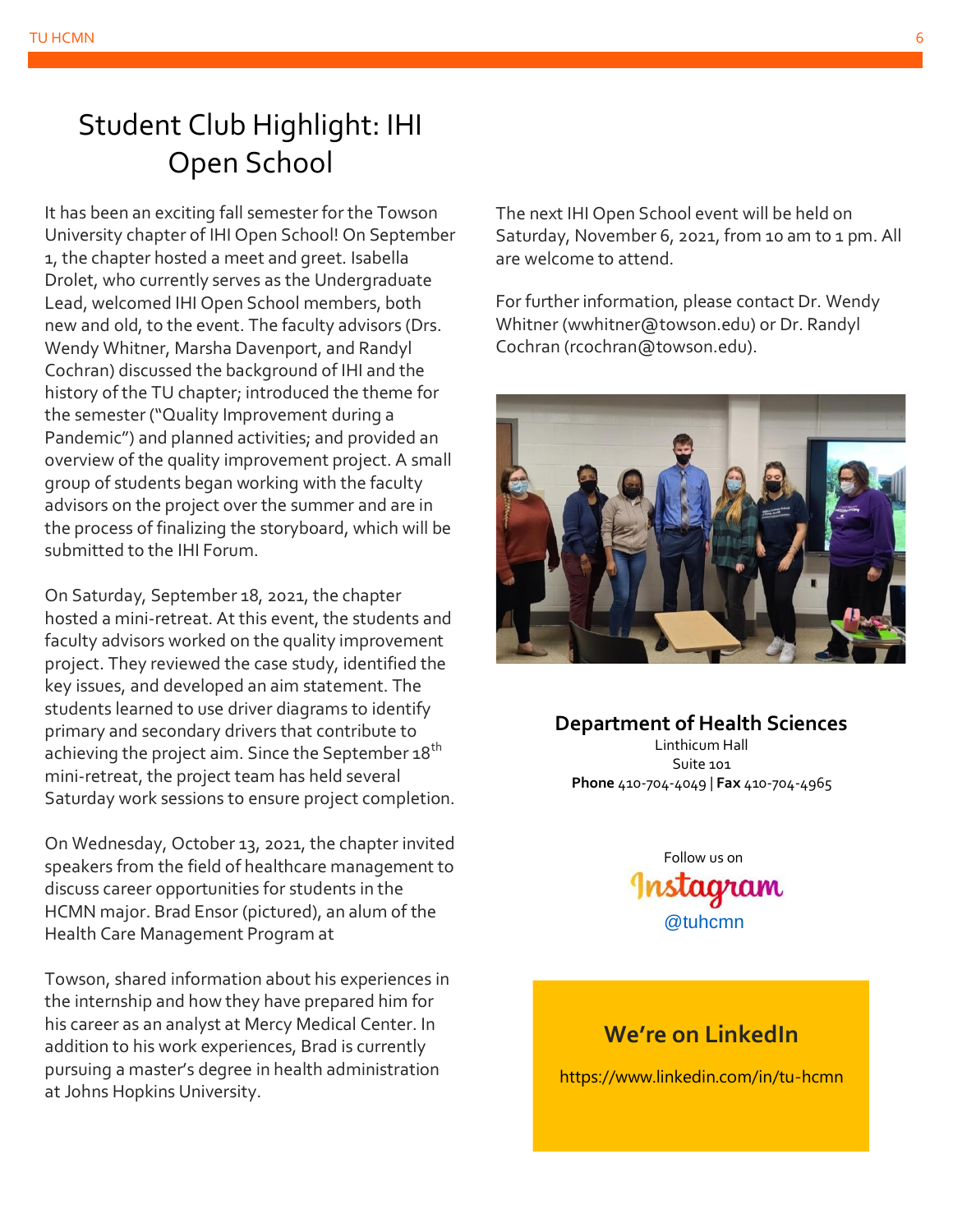# Student Club Highlight: IHI Open School

It has been an exciting fall semester for the Towson University chapter of IHI Open School! On September 1, the chapter hosted a meet and greet. Isabella Drolet, who currently serves as the Undergraduate Lead, welcomed IHI Open School members, both new and old, to the event. The faculty advisors (Drs. Wendy Whitner, Marsha Davenport, and Randyl Cochran) discussed the background of IHI and the history of the TU chapter; introduced the theme for the semester ("Quality Improvement during a Pandemic") and planned activities; and provided an overview of the quality improvement project. A small group of students began working with the faculty advisors on the project over the summer and are in the process of finalizing the storyboard, which will be submitted to the IHI Forum.

On Saturday, September 18, 2021, the chapter hosted a mini-retreat. At this event, the students and faculty advisors worked on the quality improvement project. They reviewed the case study, identified the key issues, and developed an aim statement. The students learned to use driver diagrams to identify primary and secondary drivers that contribute to achieving the project aim. Since the September 18th mini-retreat, the project team has held several Saturday work sessions to ensure project completion.

On Wednesday, October 13, 2021, the chapter invited speakers from the field of healthcare management to discuss career opportunities for students in the HCMN major. Brad Ensor (pictured), an alum of the Health Care Management Program at Towson, shared information about his experiences in the internship and how they have prepared him for his career as an analyst at Mercy Medical Center. In addition to his work experiences, Brad is currently pursuing a master's degree in health administration at Johns Hopkins University.

The next IHI Open School event will be held on Saturday, November 6, 2021, from 10 am to 1 pm. All are welcome to attend.

For further information, please contact Dr. Wendy Whitner (wwhitner@towson.edu) or Dr. Randyl Cochran (rcochran@towson.edu).

**Department of Health Sciences**
Linthicum Hall
Suite 101
**Phone** 410-704-4049 | **Fax** 410-704-4965

Follow us on
Instagram
@tuhcmn

## We're on LinkedIn

https://www.linkedin.com/in/tu-hcmn